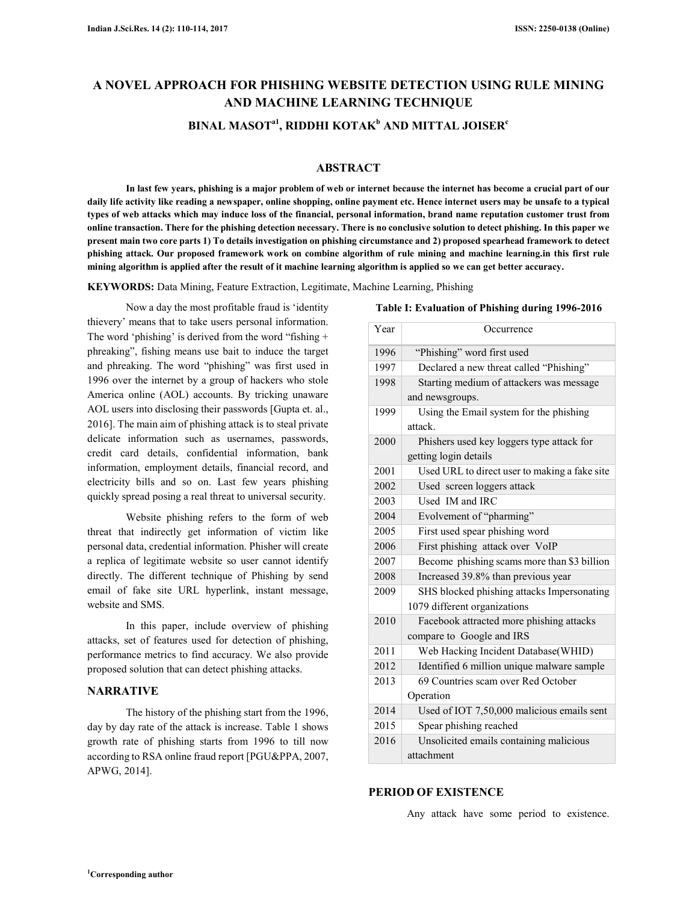# A NOVEL APPROACH FOR PHISHING WEBSITE DETECTION USING RULE MINING AND MACHINE LEARNING TECHNIQUE

## BINAL MASOT[a1], RIDDHI KOTAK[b] AND MITTAL JOISER[c]

## ABSTRACT

**In last few years, phishing is a major problem of web or internet because the internet has become a crucial part of our daily life activity like reading a newspaper, online shopping, online payment etc. Hence internet users may be unsafe to a typical types of web attacks which may induce loss of the financial, personal information, brand name reputation customer trust from online transaction. There for the phishing detection necessary. There is no conclusive solution to detect phishing. In this paper we present main two core parts 1) To details investigation on phishing circumstance and 2) proposed spearhead framework to detect phishing attack. Our proposed framework work on combine algorithm of rule mining and machine learning.in this first rule mining algorithm is applied after the result of it machine learning algorithm is applied so we can get better accuracy.**

**KEYWORDS:** Data Mining, Feature Extraction, Legitimate, Machine Learning, Phishing

Now a day the most profitable fraud is 'identity thievery' means that to take users personal information. The word 'phishing' is derived from the word "fishing + phreaking", fishing means use bait to induce the target and phreaking. The word "phishing" was first used in 1996 over the internet by a group of hackers who stole America online (AOL) accounts. By tricking unaware AOL users into disclosing their passwords [Gupta et. al., 2016]. The main aim of phishing attack is to steal private delicate information such as usernames, passwords, credit card details, confidential information, bank information, employment details, financial record, and electricity bills and so on. Last few years phishing quickly spread posing a real threat to universal security.

Website phishing refers to the form of web threat that indirectly get information of victim like personal data, credential information. Phisher will create a replica of legitimate website so user cannot identify directly. The different technique of Phishing by send email of fake site URL hyperlink, instant message, website and SMS.

In this paper, include overview of phishing attacks, set of features used for detection of phishing, performance metrics to find accuracy. We also provide proposed solution that can detect phishing attacks.

## NARRATIVE

The history of the phishing start from the 1996, day by day rate of the attack is increase. Table 1 shows growth rate of phishing starts from 1996 to till now according to RSA online fraud report [PGU&PPA, 2007, APWG, 2014].

**Table I: Evaluation of Phishing during 1996-2016**

| Year | Occurrence |
|---|---|
| 1996 | "Phishing" word first used |
| 1997 | Declared a new threat called "Phishing" |
| 1998 | Starting medium of attackers was message and newsgroups. |
| 1999 | Using the Email system for the phishing attack. |
| 2000 | Phishers used key loggers type attack for getting login details |
| 2001 | Used URL to direct user to making a fake site |
| 2002 | Used screen loggers attack |
| 2003 | Used IM and IRC |
| 2004 | Evolvement of "pharming" |
| 2005 | First used spear phishing word |
| 2006 | First phishing attack over VoIP |
| 2007 | Become phishing scams more than $3 billion |
| 2008 | Increased 39.8% than previous year |
| 2009 | SHS blocked phishing attacks Impersonating 1079 different organizations |
| 2010 | Facebook attracted more phishing attacks compare to Google and IRS |
| 2011 | Web Hacking Incident Database(WHID) |
| 2012 | Identified 6 million unique malware sample |
| 2013 | 69 Countries scam over Red October Operation |
| 2014 | Used of IOT 7,50,000 malicious emails sent |
| 2015 | Spear phishing reached |
| 2016 | Unsolicited emails containing malicious attachment |

## PERIOD OF EXISTENCE

Any attack have some period to existence.

[1]Corresponding author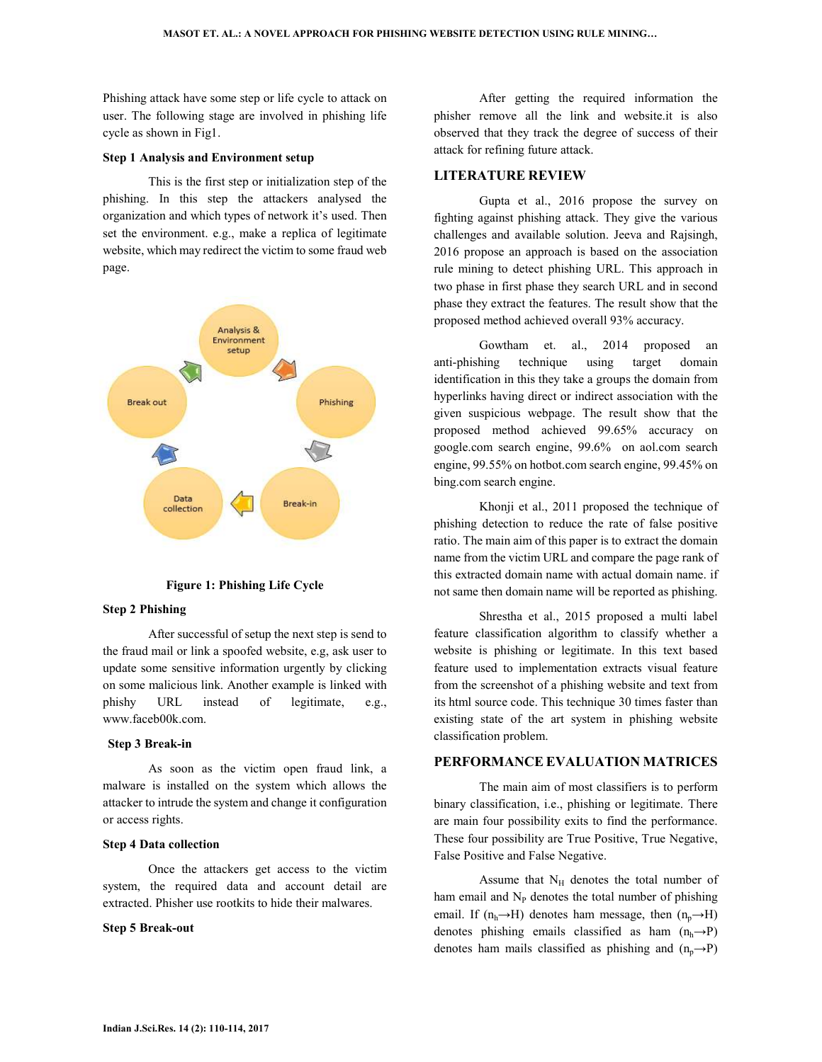Phishing attack have some step or life cycle to attack on user. The following stage are involved in phishing life cycle as shown in Fig1.

**Step 1 Analysis and Environment setup**

This is the first step or initialization step of the phishing. In this step the attackers analysed the organization and which types of network it's used. Then set the environment. e.g., make a replica of legitimate website, which may redirect the victim to some fraud web page.

**Figure 1: Phishing Life Cycle**

**Step 2 Phishing**

After successful of setup the next step is send to the fraud mail or link a spoofed website, e.g, ask user to update some sensitive information urgently by clicking on some malicious link. Another example is linked with phishy URL instead of legitimate, e.g., www.faceb00k.com.

**Step 3 Break-in**

As soon as the victim open fraud link, a malware is installed on the system which allows the attacker to intrude the system and change it configuration or access rights.

**Step 4 Data collection**

Once the attackers get access to the victim system, the required data and account detail are extracted. Phisher use rootkits to hide their malwares.

**Step 5 Break-out**

After getting the required information the phisher remove all the link and website.it is also observed that they track the degree of success of their attack for refining future attack.

## LITERATURE REVIEW

Gupta et al., 2016 propose the survey on fighting against phishing attack. They give the various challenges and available solution. Jeeva and Rajsingh, 2016 propose an approach is based on the association rule mining to detect phishing URL. This approach in two phase in first phase they search URL and in second phase they extract the features. The result show that the proposed method achieved overall 93% accuracy.

Gowtham et. al., 2014 proposed an anti-phishing technique using target domain identification in this they take a groups the domain from hyperlinks having direct or indirect association with the given suspicious webpage. The result show that the proposed method achieved 99.65% accuracy on google.com search engine, 99.6% on aol.com search engine, 99.55% on hotbot.com search engine, 99.45% on bing.com search engine.

Khonji et al., 2011 proposed the technique of phishing detection to reduce the rate of false positive ratio. The main aim of this paper is to extract the domain name from the victim URL and compare the page rank of this extracted domain name with actual domain name. if not same then domain name will be reported as phishing.

Shrestha et al., 2015 proposed a multi label feature classification algorithm to classify whether a website is phishing or legitimate. In this text based feature used to implementation extracts visual feature from the screenshot of a phishing website and text from its html source code. This technique 30 times faster than existing state of the art system in phishing website classification problem.

## PERFORMANCE EVALUATION MATRICES

The main aim of most classifiers is to perform binary classification, i.e., phishing or legitimate. There are main four possibility exits to find the performance. These four possibility are True Positive, True Negative, False Positive and False Negative.

Assume that $N_H$ denotes the total number of ham email and $N_P$ denotes the total number of phishing email. If $(n_h \rightarrow H)$ denotes ham message, then $(n_p \rightarrow H)$ denotes phishing emails classified as ham $(n_h \rightarrow P)$ denotes ham mails classified as phishing and $(n_p \rightarrow P)$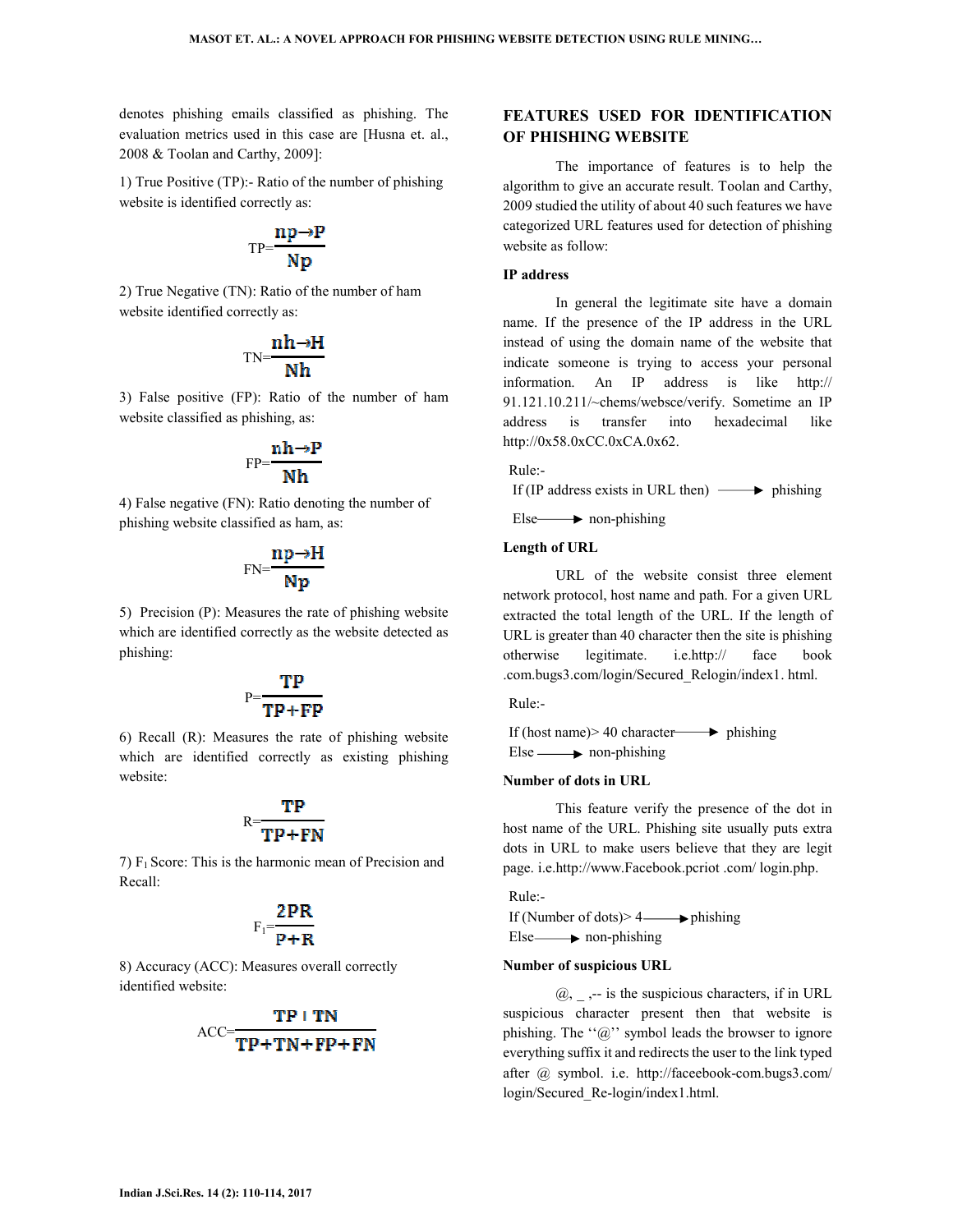denotes phishing emails classified as phishing. The evaluation metrics used in this case are [Husna et. al., 2008 & Toolan and Carthy, 2009]:

1) True Positive (TP):- Ratio of the number of phishing website is identified correctly as:

$$TP=\frac{np\rightarrow P}{Np}$$

2) True Negative (TN): Ratio of the number of ham website identified correctly as:

$$TN=\frac{nh\rightarrow H}{Nh}$$

3) False positive (FP): Ratio of the number of ham website classified as phishing, as:

$$FP=\frac{nh\rightarrow P}{Nh}$$

4) False negative (FN): Ratio denoting the number of phishing website classified as ham, as:

$$FN=\frac{np\rightarrow H}{Np}$$

5) Precision (P): Measures the rate of phishing website which are identified correctly as the website detected as phishing:

$$P=\frac{TP}{TP+FP}$$

6) Recall (R): Measures the rate of phishing website which are identified correctly as existing phishing website:

$$R=\frac{TP}{TP+FN}$$

7) $F_1$ Score: This is the harmonic mean of Precision and Recall:

$$F_1=\frac{2PR}{P+R}$$

8) Accuracy (ACC): Measures overall correctly identified website:

$$ACC=\frac{TP+TN}{TP+TN+FP+FN}$$

## FEATURES USED FOR IDENTIFICATION OF PHISHING WEBSITE

The importance of features is to help the algorithm to give an accurate result. Toolan and Carthy, 2009 studied the utility of about 40 such features we have categorized URL features used for detection of phishing website as follow:

### IP address

In general the legitimate site have a domain name. If the presence of the IP address in the URL instead of using the domain name of the website that indicate someone is trying to access your personal information. An IP address is like http:// 91.121.10.211/~chems/websce/verify. Sometime an IP address is transfer into hexadecimal like http://0x58.0xCC.0xCA.0x62.

Rule:-
If (IP address exists in URL then) ⟶ phishing
Else ⟶ non-phishing

### Length of URL

URL of the website consist three element network protocol, host name and path. For a given URL extracted the total length of the URL. If the length of URL is greater than 40 character then the site is phishing otherwise legitimate. i.e.http:// face book .com.bugs3.com/login/Secured_Relogin/index1. html.

Rule:-
If (host name)> 40 character ⟶ phishing
Else ⟶ non-phishing

### Number of dots in URL

This feature verify the presence of the dot in host name of the URL. Phishing site usually puts extra dots in URL to make users believe that they are legit page. i.e.http://www.Facebook.pcriot .com/ login.php.

Rule:-
If (Number of dots)> 4 ⟶ phishing
Else ⟶ non-phishing

### Number of suspicious URL

@, _ ,-- is the suspicious characters, if in URL suspicious character present then that website is phishing. The ''@'' symbol leads the browser to ignore everything suffix it and redirects the user to the link typed after @ symbol. i.e. http://faceebook-com.bugs3.com/ login/Secured_Re-login/index1.html.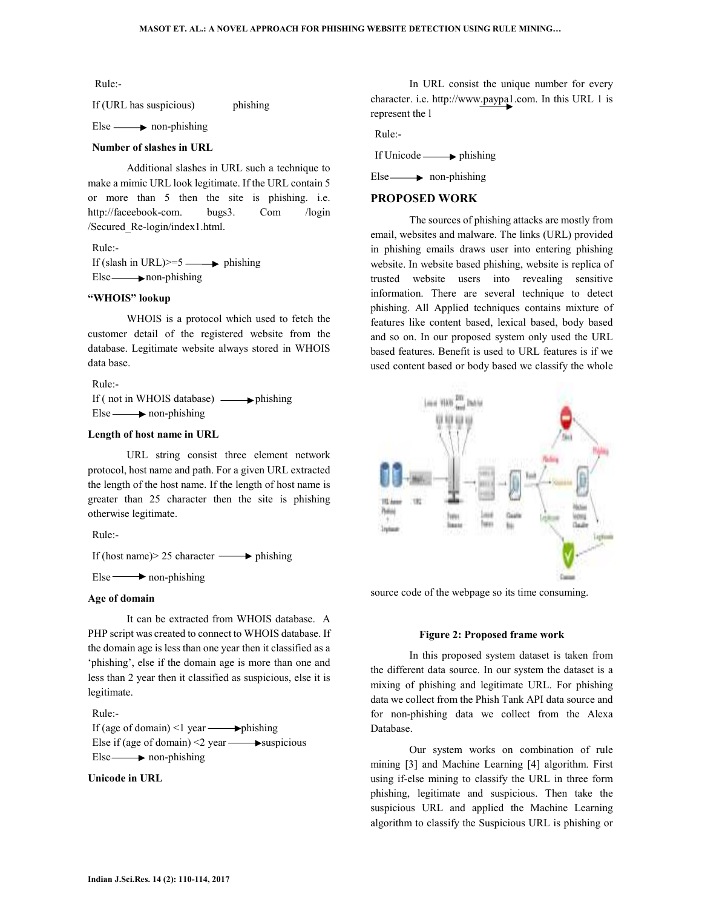Rule:-

If (URL has suspicious) ⟶ phishing

Else ⟶ non-phishing

**Number of slashes in URL**

Additional slashes in URL such a technique to make a mimic URL look legitimate. If the URL contain 5 or more than 5 then the site is phishing. i.e. http://faceebook-com. bugs3. Com /login /Secured_Re-login/index1.html.

Rule:-
If (slash in URL)>=5 ⟶ phishing
Else ⟶ non-phishing

**"WHOIS" lookup**

WHOIS is a protocol which used to fetch the customer detail of the registered website from the database. Legitimate website always stored in WHOIS data base.

Rule:-
If ( not in WHOIS database) ⟶ phishing
Else ⟶ non-phishing

**Length of host name in URL**

URL string consist three element network protocol, host name and path. For a given URL extracted the length of the host name. If the length of host name is greater than 25 character then the site is phishing otherwise legitimate.

Rule:-

If (host name)> 25 character ⟶ phishing

Else ⟶ non-phishing

**Age of domain**

It can be extracted from WHOIS database. A PHP script was created to connect to WHOIS database. If the domain age is less than one year then it classified as a 'phishing', else if the domain age is more than one and less than 2 year then it classified as suspicious, else it is legitimate.

Rule:-
If (age of domain) <1 year ⟶ phishing
Else if (age of domain) <2 year ⟶ suspicious
Else ⟶ non-phishing

**Unicode in URL**

In URL consist the unique number for every character. i.e. http://www.paypa1.com. In this URL 1 is represent the l

Rule:-

If Unicode ⟶ phishing

Else ⟶ non-phishing

## PROPOSED WORK

The sources of phishing attacks are mostly from email, websites and malware. The links (URL) provided in phishing emails draws user into entering phishing website. In website based phishing, website is replica of trusted website users into revealing sensitive information. There are several technique to detect phishing. All Applied techniques contains mixture of features like content based, lexical based, body based and so on. In our proposed system only used the URL based features. Benefit is used to URL features is if we used content based or body based we classify the whole source code of the webpage so its time consuming.

**Figure 2: Proposed frame work**

In this proposed system dataset is taken from the different data source. In our system the dataset is a mixing of phishing and legitimate URL. For phishing data we collect from the Phish Tank API data source and for non-phishing data we collect from the Alexa Database.

Our system works on combination of rule mining [3] and Machine Learning [4] algorithm. First using if-else mining to classify the URL in three form phishing, legitimate and suspicious. Then take the suspicious URL and applied the Machine Learning algorithm to classify the Suspicious URL is phishing or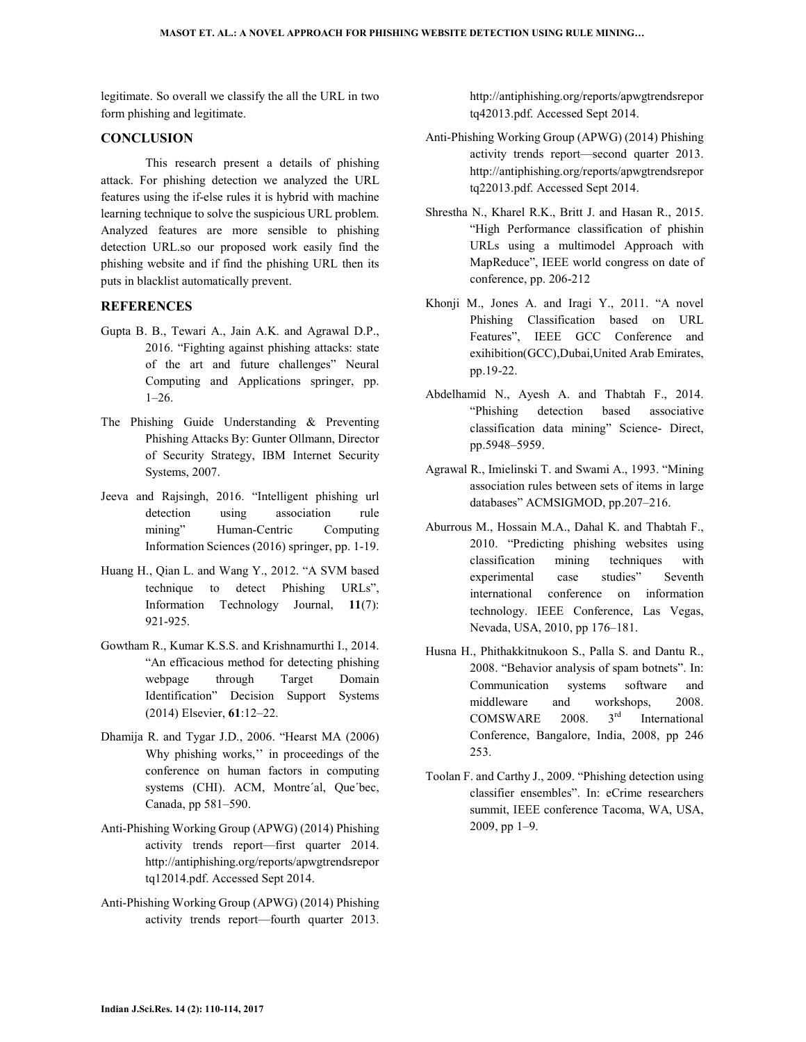legitimate. So overall we classify the all the URL in two form phishing and legitimate.

## CONCLUSION

This research present a details of phishing attack. For phishing detection we analyzed the URL features using the if-else rules it is hybrid with machine learning technique to solve the suspicious URL problem. Analyzed features are more sensible to phishing detection URL.so our proposed work easily find the phishing website and if find the phishing URL then its puts in blacklist automatically prevent.

## REFERENCES

Gupta B. B., Tewari A., Jain A.K. and Agrawal D.P., 2016. "Fighting against phishing attacks: state of the art and future challenges" Neural Computing and Applications springer, pp. 1–26.

The Phishing Guide Understanding & Preventing Phishing Attacks By: Gunter Ollmann, Director of Security Strategy, IBM Internet Security Systems, 2007.

Jeeva and Rajsingh, 2016. "Intelligent phishing url detection using association rule mining" Human-Centric Computing Information Sciences (2016) springer, pp. 1-19.

Huang H., Qian L. and Wang Y., 2012. "A SVM based technique to detect Phishing URLs", Information Technology Journal, **11**(7): 921-925.

Gowtham R., Kumar K.S.S. and Krishnamurthi I., 2014. "An efficacious method for detecting phishing webpage through Target Domain Identification" Decision Support Systems (2014) Elsevier, **61**:12–22.

Dhamija R. and Tygar J.D., 2006. "Hearst MA (2006) Why phishing works,'' in proceedings of the conference on human factors in computing systems (CHI). ACM, Montre´al, Que´bec, Canada, pp 581–590.

Anti-Phishing Working Group (APWG) (2014) Phishing activity trends report—first quarter 2014. http://antiphishing.org/reports/apwgtrendsreportq12014.pdf. Accessed Sept 2014.

Anti-Phishing Working Group (APWG) (2014) Phishing activity trends report—fourth quarter 2013. http://antiphishing.org/reports/apwgtrendsreportq42013.pdf. Accessed Sept 2014.

Anti-Phishing Working Group (APWG) (2014) Phishing activity trends report—second quarter 2013. http://antiphishing.org/reports/apwgtrendsreportq22013.pdf. Accessed Sept 2014.

Shrestha N., Kharel R.K., Britt J. and Hasan R., 2015. "High Performance classification of phishin URLs using a multimodel Approach with MapReduce", IEEE world congress on date of conference, pp. 206-212

Khonji M., Jones A. and Iragi Y., 2011. "A novel Phishing Classification based on URL Features", IEEE GCC Conference and exihibition(GCC),Dubai,United Arab Emirates, pp.19-22.

Abdelhamid N., Ayesh A. and Thabtah F., 2014. "Phishing detection based associative classification data mining" Science- Direct, pp.5948–5959.

Agrawal R., Imielinski T. and Swami A., 1993. "Mining association rules between sets of items in large databases" ACMSIGMOD, pp.207–216.

Aburrous M., Hossain M.A., Dahal K. and Thabtah F., 2010. "Predicting phishing websites using classification mining techniques with experimental case studies" Seventh international conference on information technology. IEEE Conference, Las Vegas, Nevada, USA, 2010, pp 176–181.

Husna H., Phithakkitnukoon S., Palla S. and Dantu R., 2008. "Behavior analysis of spam botnets". In: Communication systems software and middleware and workshops, 2008. COMSWARE 2008. 3rd International Conference, Bangalore, India, 2008, pp 246 253.

Toolan F. and Carthy J., 2009. "Phishing detection using classifier ensembles". In: eCrime researchers summit, IEEE conference Tacoma, WA, USA, 2009, pp 1–9.